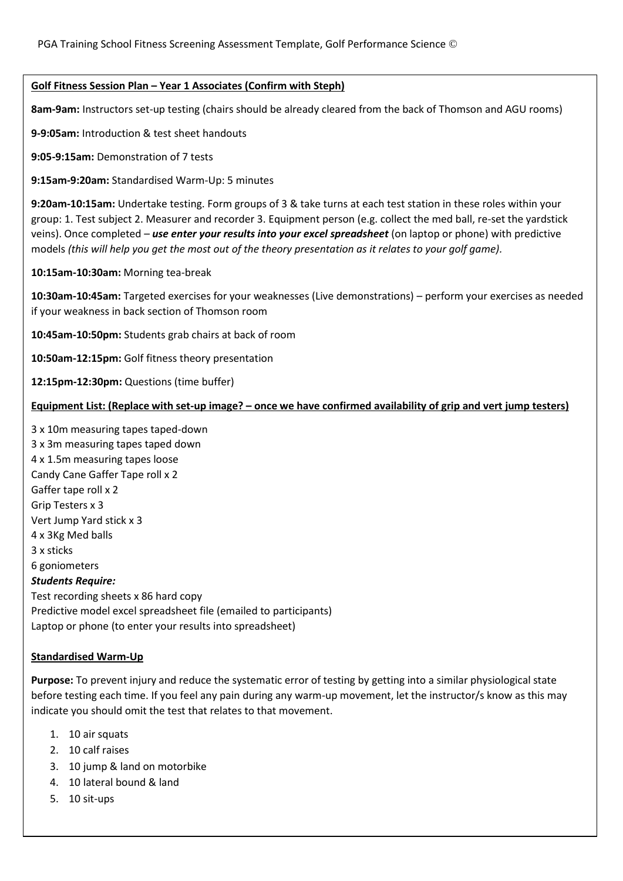PGA Training School Fitness Screening Assessment Template, Golf Performance Science ©

**Golf Fitness Session Plan – Year 1 Associates (Confirm with Steph)**

**8am-9am:** Instructors set-up testing (chairs should be already cleared from the back of Thomson and AGU rooms)

**9-9:05am:** Introduction & test sheet handouts

**9:05-9:15am:** Demonstration of 7 tests

**9:15am-9:20am:** Standardised Warm-Up: 5 minutes

**9:20am-10:15am:** Undertake testing. Form groups of 3 & take turns at each test station in these roles within your group: 1. Test subject 2. Measurer and recorder 3. Equipment person (e.g. collect the med ball, re-set the yardstick veins). Once completed – ***use enter your results into your excel spreadsheet*** (on laptop or phone) with predictive models *(this will help you get the most out of the theory presentation as it relates to your golf game).*

**10:15am-10:30am:** Morning tea-break

**10:30am-10:45am:** Targeted exercises for your weaknesses (Live demonstrations) – perform your exercises as needed if your weakness in back section of Thomson room

**10:45am-10:50pm:** Students grab chairs at back of room

**10:50am-12:15pm:** Golf fitness theory presentation

**12:15pm-12:30pm:** Questions (time buffer)

**Equipment List: (Replace with set-up image? – once we have confirmed availability of grip and vert jump testers)**

3 x 10m measuring tapes taped-down
3 x 3m measuring tapes taped down
4 x 1.5m measuring tapes loose
Candy Cane Gaffer Tape roll x 2
Gaffer tape roll x 2
Grip Testers x 3
Vert Jump Yard stick x 3
4 x 3Kg Med balls
3 x sticks
6 goniometers

***Students Require:***

Test recording sheets x 86 hard copy
Predictive model excel spreadsheet file (emailed to participants)
Laptop or phone (to enter your results into spreadsheet)

**Standardised Warm-Up**

**Purpose:** To prevent injury and reduce the systematic error of testing by getting into a similar physiological state before testing each time. If you feel any pain during any warm-up movement, let the instructor/s know as this may indicate you should omit the test that relates to that movement.

1. 10 air squats
2. 10 calf raises
3. 10 jump & land on motorbike
4. 10 lateral bound & land
5. 10 sit-ups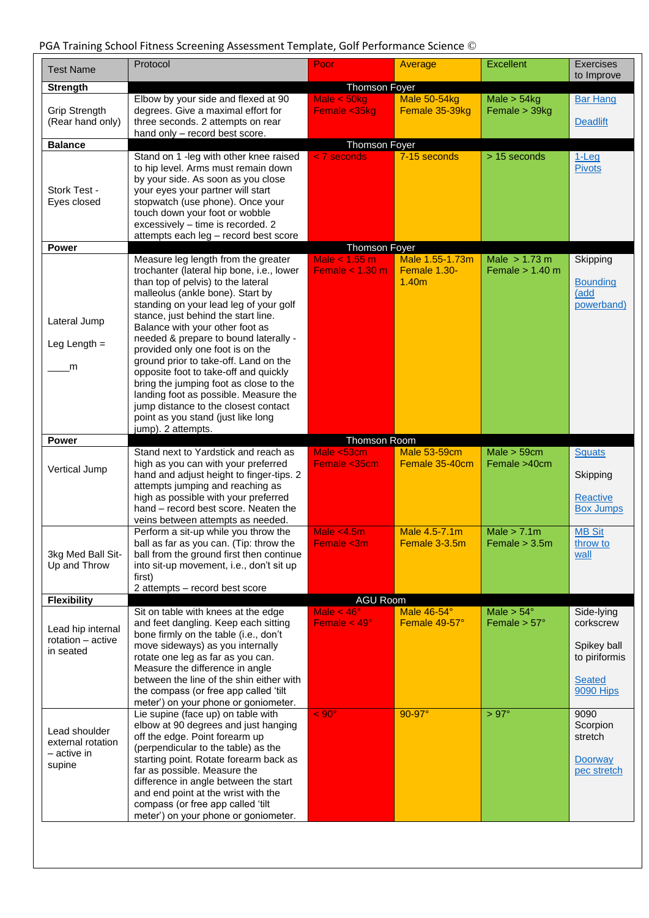PGA Training School Fitness Screening Assessment Template, Golf Performance Science ©

| Test Name | Protocol | Poor | Average | Excellent | Exercises to Improve |
|---|---|---|---|---|---|
| **Strength** | | | Thomson Foyer | | |
| Grip Strength (Rear hand only) | Elbow by your side and flexed at 90 degrees. Give a maximal effort for three seconds. 2 attempts on rear hand only – record best score. | Male < 50kg Female <35kg | Male 50-54kg Female 35-39kg | Male > 54kg Female > 39kg | Bar Hang Deadlift |
| **Balance** | | | Thomson Foyer | | |
| Stork Test - Eyes closed | Stand on 1 -leg with other knee raised to hip level. Arms must remain down by your side. As soon as you close your eyes your partner will start stopwatch (use phone). Once your touch down your foot or wobble excessively – time is recorded. 2 attempts each leg – record best score | < 7 seconds | 7-15 seconds | > 15 seconds | 1-Leg Pivots |
| **Power** | | | Thomson Foyer | | |
| Lateral Jump Leg Length = ____m | Measure leg length from the greater trochanter (lateral hip bone, i.e., lower than top of pelvis) to the lateral malleolus (ankle bone). Start by standing on your lead leg of your golf stance, just behind the start line. Balance with your other foot as needed & prepare to bound laterally - provided only one foot is on the ground prior to take-off. Land on the opposite foot to take-off and quickly bring the jumping foot as close to the landing foot as possible. Measure the jump distance to the closest contact point as you stand (just like long jump). 2 attempts. | Male < 1.55 m Female < 1.30 m | Male 1.55-1.73m Female 1.30-1.40m | Male > 1.73 m Female > 1.40 m | Skipping Bounding (add powerband) |
| **Power** | | | Thomson Room | | |
| Vertical Jump | Stand next to Yardstick and reach as high as you can with your preferred hand and adjust height to finger-tips. 2 attempts jumping and reaching as high as possible with your preferred hand – record best score. Neaten the veins between attempts as needed. | Male <53cm Female <35cm | Male 53-59cm Female 35-40cm | Male > 59cm Female >40cm | Squats Skipping Reactive Box Jumps |
| 3kg Med Ball Sit-Up and Throw | Perform a sit-up while you throw the ball as far as you can. (Tip: throw the ball from the ground first then continue into sit-up movement, i.e., don't sit up first) 2 attempts – record best score | Male <4.5m Female <3m | Male 4.5-7.1m Female 3-3.5m | Male > 7.1m Female > 3.5m | MB Sit throw to wall |
| **Flexibility** | | | AGU Room | | |
| Lead hip internal rotation – active in seated | Sit on table with knees at the edge and feet dangling. Keep each sitting bone firmly on the table (i.e., don't move sideways) as you internally rotate one leg as far as you can. Measure the difference in angle between the line of the shin either with the compass (or free app called 'tilt meter') on your phone or goniometer. | Male < 46° Female < 49° | Male 46-54° Female 49-57° | Male > 54° Female > 57° | Side-lying corkscrew Spikey ball to piriformis Seated 9090 Hips |
| Lead shoulder external rotation – active in supine | Lie supine (face up) on table with elbow at 90 degrees and just hanging off the edge. Point forearm up (perpendicular to the table) as the starting point. Rotate forearm back as far as possible. Measure the difference in angle between the start and end point at the wrist with the compass (or free app called 'tilt meter') on your phone or goniometer. | < 90° | 90-97° | > 97° | 9090 Scorpion stretch Doorway pec stretch |